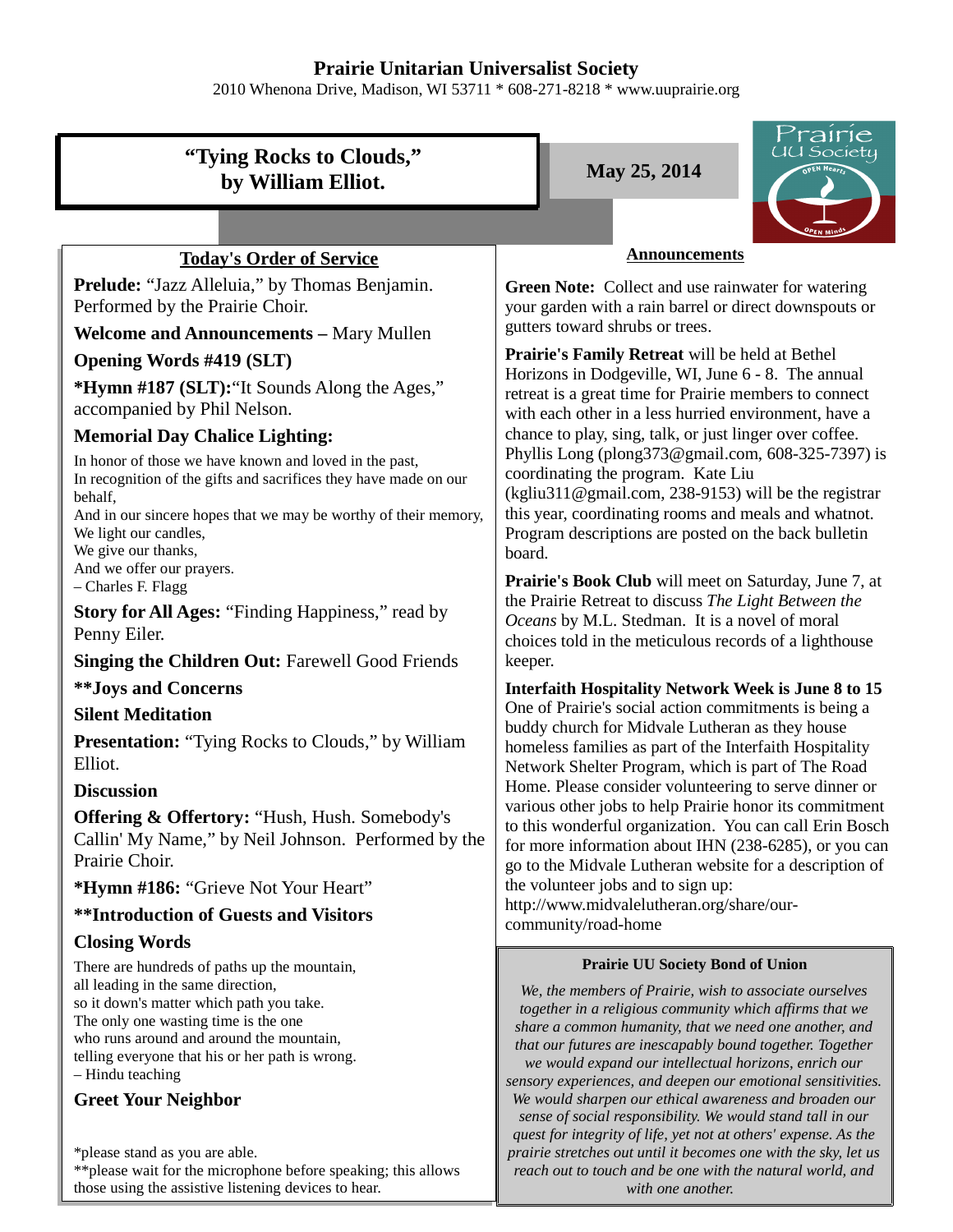# Prairie Unitarian Universalist Society

2010 Whenona Drive, Madison, WI 53711 * 608-271-8218 * www.uuprairie.org

## "Tying Rocks to Clouds," by William Elliot.

**May 25, 2014**

Prairie UU Society — OPEN Hearts — OPEN Minds

### Today's Order of Service

**Prelude:** "Jazz Alleluia," by Thomas Benjamin. Performed by the Prairie Choir.

**Welcome and Announcements –** Mary Mullen

**Opening Words #419 (SLT)**

***Hymn #187 (SLT):**"It Sounds Along the Ages," accompanied by Phil Nelson.

**Memorial Day Chalice Lighting:**

In honor of those we have known and loved in the past,
In recognition of the gifts and sacrifices they have made on our behalf,
And in our sincere hopes that we may be worthy of their memory,
We light our candles,
We give our thanks,
And we offer our prayers.
– Charles F. Flagg

**Story for All Ages:** "Finding Happiness," read by Penny Eiler.

**Singing the Children Out:** Farewell Good Friends

****Joys and Concerns**

**Silent Meditation**

**Presentation:** "Tying Rocks to Clouds," by William Elliot.

**Discussion**

**Offering & Offertory:** "Hush, Hush. Somebody's Callin' My Name," by Neil Johnson. Performed by the Prairie Choir.

***Hymn #186:** "Grieve Not Your Heart"

****Introduction of Guests and Visitors**

**Closing Words**

There are hundreds of paths up the mountain,
all leading in the same direction,
so it down's matter which path you take.
The only one wasting time is the one
who runs around and around the mountain,
telling everyone that his or her path is wrong.
– Hindu teaching

**Greet Your Neighbor**

*please stand as you are able.
**please wait for the microphone before speaking; this allows those using the assistive listening devices to hear.

### Announcements

**Green Note:** Collect and use rainwater for watering your garden with a rain barrel or direct downspouts or gutters toward shrubs or trees.

**Prairie's Family Retreat** will be held at Bethel Horizons in Dodgeville, WI, June 6 - 8. The annual retreat is a great time for Prairie members to connect with each other in a less hurried environment, have a chance to play, sing, talk, or just linger over coffee. Phyllis Long (plong373@gmail.com, 608-325-7397) is coordinating the program. Kate Liu (kgliu311@gmail.com, 238-9153) will be the registrar this year, coordinating rooms and meals and whatnot. Program descriptions are posted on the back bulletin board.

**Prairie's Book Club** will meet on Saturday, June 7, at the Prairie Retreat to discuss *The Light Between the Oceans* by M.L. Stedman. It is a novel of moral choices told in the meticulous records of a lighthouse keeper.

**Interfaith Hospitality Network Week is June 8 to 15** One of Prairie's social action commitments is being a buddy church for Midvale Lutheran as they house homeless families as part of the Interfaith Hospitality Network Shelter Program, which is part of The Road Home. Please consider volunteering to serve dinner or various other jobs to help Prairie honor its commitment to this wonderful organization. You can call Erin Bosch for more information about IHN (238-6285), or you can go to the Midvale Lutheran website for a description of the volunteer jobs and to sign up: http://www.midvalelutheran.org/share/our-community/road-home

**Prairie UU Society Bond of Union**

*We, the members of Prairie, wish to associate ourselves together in a religious community which affirms that we share a common humanity, that we need one another, and that our futures are inescapably bound together. Together we would expand our intellectual horizons, enrich our sensory experiences, and deepen our emotional sensitivities. We would sharpen our ethical awareness and broaden our sense of social responsibility. We would stand tall in our quest for integrity of life, yet not at others' expense. As the prairie stretches out until it becomes one with the sky, let us reach out to touch and be one with the natural world, and with one another.*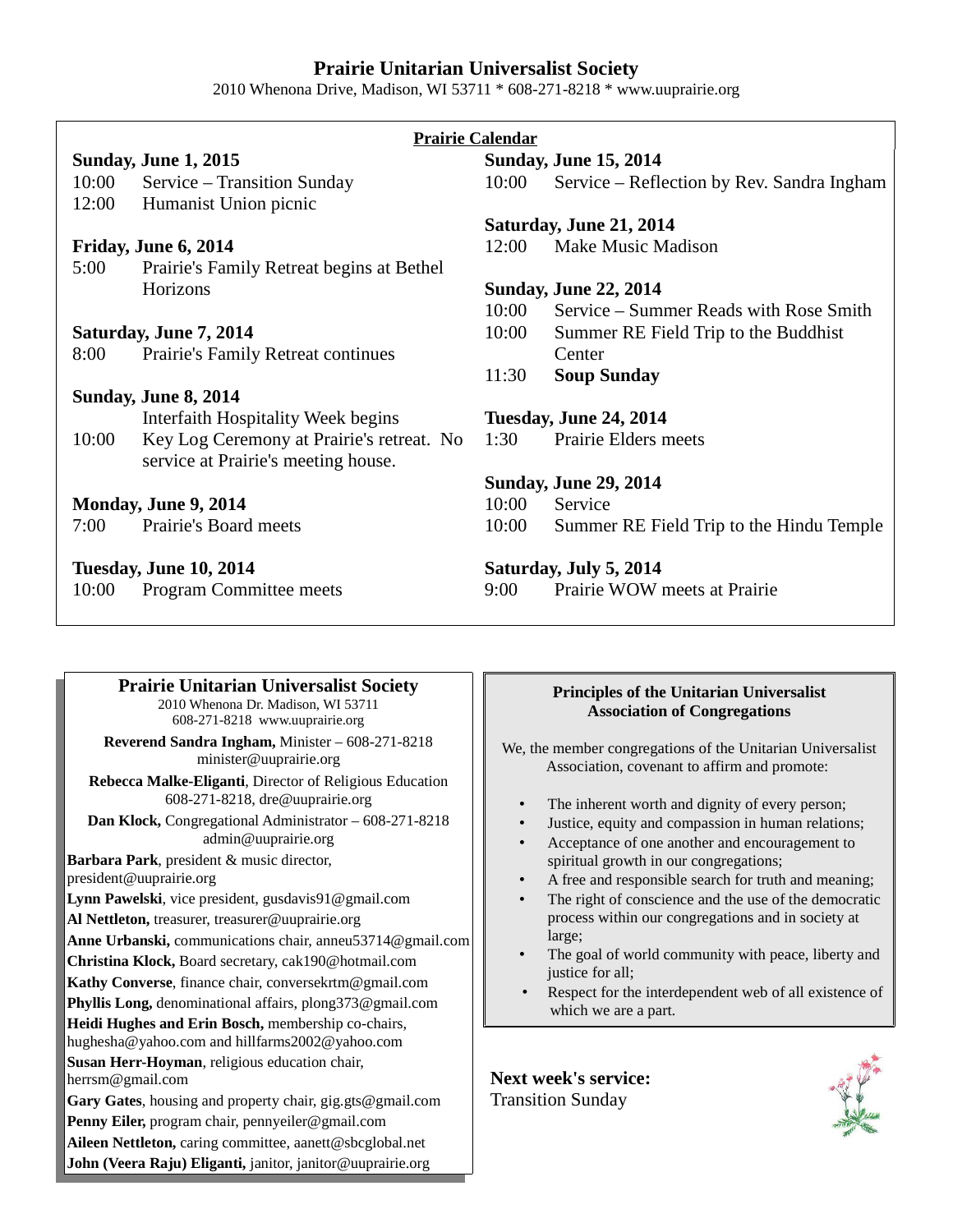# Prairie Unitarian Universalist Society

2010 Whenona Drive, Madison, WI 53711 * 608-271-8218 * www.uuprairie.org

## Prairie Calendar

**Sunday, June 1, 2015**
10:00 Service – Transition Sunday
12:00 Humanist Union picnic

**Friday, June 6, 2014**
5:00 Prairie's Family Retreat begins at Bethel Horizons

**Saturday, June 7, 2014**
8:00 Prairie's Family Retreat continues

**Sunday, June 8, 2014**
Interfaith Hospitality Week begins
10:00 Key Log Ceremony at Prairie's retreat. No service at Prairie's meeting house.

**Monday, June 9, 2014**
7:00 Prairie's Board meets

**Tuesday, June 10, 2014**
10:00 Program Committee meets

**Sunday, June 15, 2014**
10:00 Service – Reflection by Rev. Sandra Ingham

**Saturday, June 21, 2014**
12:00 Make Music Madison

**Sunday, June 22, 2014**
10:00 Service – Summer Reads with Rose Smith
10:00 Summer RE Field Trip to the Buddhist Center
11:30 **Soup Sunday**

**Tuesday, June 24, 2014**
1:30 Prairie Elders meets

**Sunday, June 29, 2014**
10:00 Service
10:00 Summer RE Field Trip to the Hindu Temple

**Saturday, July 5, 2014**
9:00 Prairie WOW meets at Prairie

---

**Prairie Unitarian Universalist Society**
2010 Whenona Dr. Madison, WI 53711
608-271-8218 www.uuprairie.org

**Reverend Sandra Ingham,** Minister – 608-271-8218 minister@uuprairie.org

**Rebecca Malke-Eliganti**, Director of Religious Education 608-271-8218, dre@uuprairie.org

**Dan Klock,** Congregational Administrator – 608-271-8218 admin@uuprairie.org

**Barbara Park**, president & music director, president@uuprairie.org
**Lynn Pawelski**, vice president, gusdavis91@gmail.com
**Al Nettleton,** treasurer, treasurer@uuprairie.org
**Anne Urbanski,** communications chair, anneu53714@gmail.com
**Christina Klock,** Board secretary, cak190@hotmail.com
**Kathy Converse**, finance chair, conversekrtm@gmail.com
**Phyllis Long,** denominational affairs, plong373@gmail.com
**Heidi Hughes and Erin Bosch,** membership co-chairs, hughesha@yahoo.com and hillfarms2002@yahoo.com
**Susan Herr-Hoyman**, religious education chair, herrsm@gmail.com
**Gary Gates**, housing and property chair, gig.gts@gmail.com
**Penny Eiler,** program chair, pennyeiler@gmail.com
**Aileen Nettleton,** caring committee, aanett@sbcglobal.net
**John (Veera Raju) Eliganti,** janitor, janitor@uuprairie.org

---

**Principles of the Unitarian Universalist Association of Congregations**

We, the member congregations of the Unitarian Universalist Association, covenant to affirm and promote:

- The inherent worth and dignity of every person;
- Justice, equity and compassion in human relations;
- Acceptance of one another and encouragement to spiritual growth in our congregations;
- A free and responsible search for truth and meaning;
- The right of conscience and the use of the democratic process within our congregations and in society at large;
- The goal of world community with peace, liberty and justice for all;
- Respect for the interdependent web of all existence of which we are a part.

**Next week's service:**
Transition Sunday